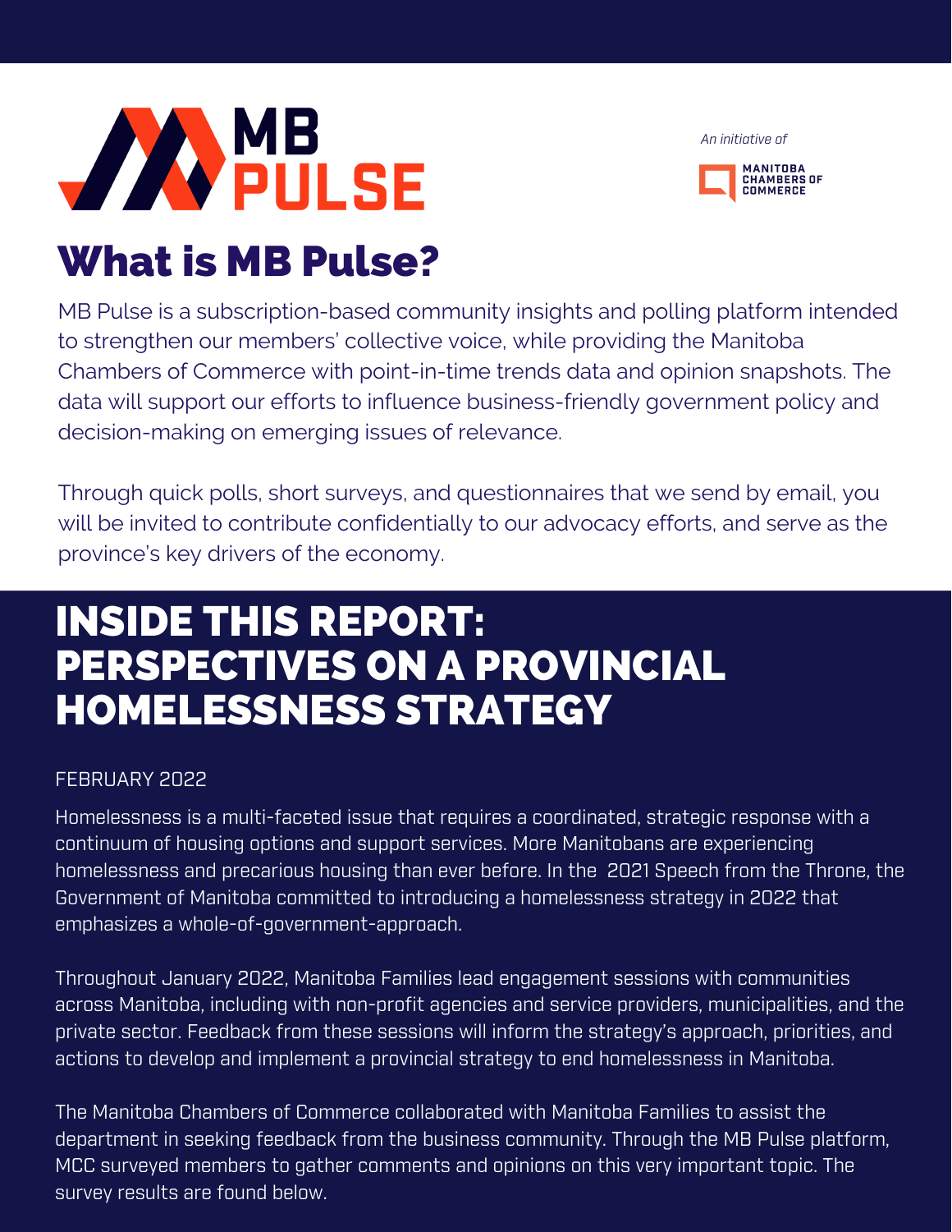# MB PULSE

*An initiative of*

MANITOBA CHAMBERS OF COMMERCE

## What is MB Pulse?

MB Pulse is a subscription-based community insights and polling platform intended to strengthen our members' collective voice, while providing the Manitoba Chambers of Commerce with point-in-time trends data and opinion snapshots. The data will support our efforts to influence business-friendly government policy and decision-making on emerging issues of relevance.

Through quick polls, short surveys, and questionnaires that we send by email, you will be invited to contribute confidentially to our advocacy efforts, and serve as the province's key drivers of the economy.

## INSIDE THIS REPORT: PERSPECTIVES ON A PROVINCIAL HOMELESSNESS STRATEGY

FEBRUARY 2022

Homelessness is a multi-faceted issue that requires a coordinated, strategic response with a continuum of housing options and support services. More Manitobans are experiencing homelessness and precarious housing than ever before. In the 2021 Speech from the Throne, the Government of Manitoba committed to introducing a homelessness strategy in 2022 that emphasizes a whole-of-government-approach.

Throughout January 2022, Manitoba Families lead engagement sessions with communities across Manitoba, including with non-profit agencies and service providers, municipalities, and the private sector. Feedback from these sessions will inform the strategy's approach, priorities, and actions to develop and implement a provincial strategy to end homelessness in Manitoba.

The Manitoba Chambers of Commerce collaborated with Manitoba Families to assist the department in seeking feedback from the business community. Through the MB Pulse platform, MCC surveyed members to gather comments and opinions on this very important topic. The survey results are found below.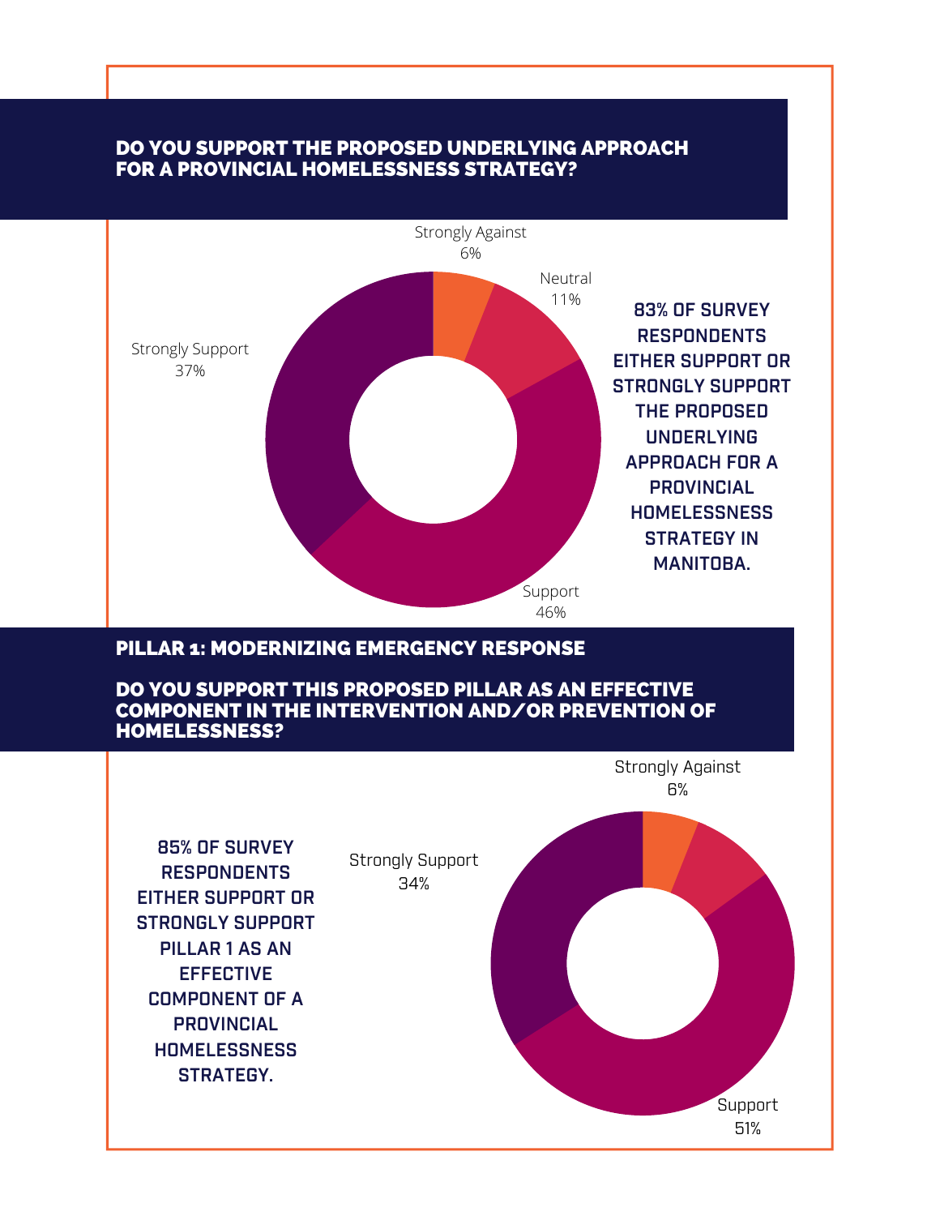## DO YOU SUPPORT THE PROPOSED UNDERLYING APPROACH FOR A PROVINCIAL HOMELESSNESS STRATEGY?

Strongly Against 6%

Neutral 11%

Strongly Support 37%

Support 46%

**83% OF SURVEY RESPONDENTS EITHER SUPPORT OR STRONGLY SUPPORT THE PROPOSED UNDERLYING APPROACH FOR A PROVINCIAL HOMELESSNESS STRATEGY IN MANITOBA.**

## PILLAR 1: MODERNIZING EMERGENCY RESPONSE

## DO YOU SUPPORT THIS PROPOSED PILLAR AS AN EFFECTIVE COMPONENT IN THE INTERVENTION AND/OR PREVENTION OF HOMELESSNESS?

**85% OF SURVEY RESPONDENTS EITHER SUPPORT OR STRONGLY SUPPORT PILLAR 1 AS AN EFFECTIVE COMPONENT OF A PROVINCIAL HOMELESSNESS STRATEGY.**

Strongly Against 6%

Strongly Support 34%

Support 51%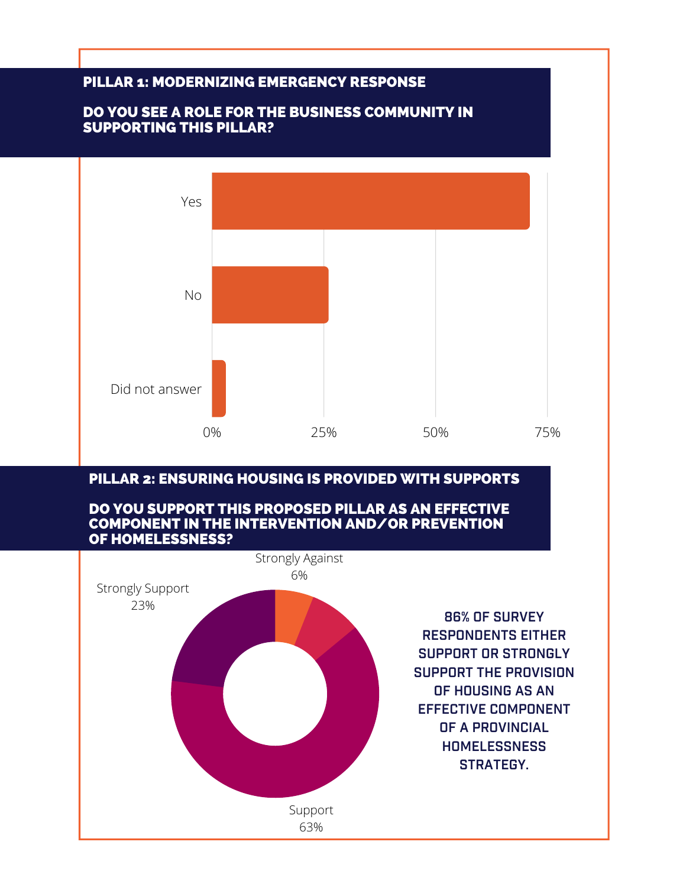## PILLAR 1: MODERNIZING EMERGENCY RESPONSE

### DO YOU SEE A ROLE FOR THE BUSINESS COMMUNITY IN SUPPORTING THIS PILLAR?

Yes

No

Did not answer

0% 25% 50% 75%

## PILLAR 2: ENSURING HOUSING IS PROVIDED WITH SUPPORTS

### DO YOU SUPPORT THIS PROPOSED PILLAR AS AN EFFECTIVE COMPONENT IN THE INTERVENTION AND/OR PREVENTION OF HOMELESSNESS?

Strongly Against 6%

Strongly Support 23%

Support 63%

**86% OF SURVEY RESPONDENTS EITHER SUPPORT OR STRONGLY SUPPORT THE PROVISION OF HOUSING AS AN EFFECTIVE COMPONENT OF A PROVINCIAL HOMELESSNESS STRATEGY.**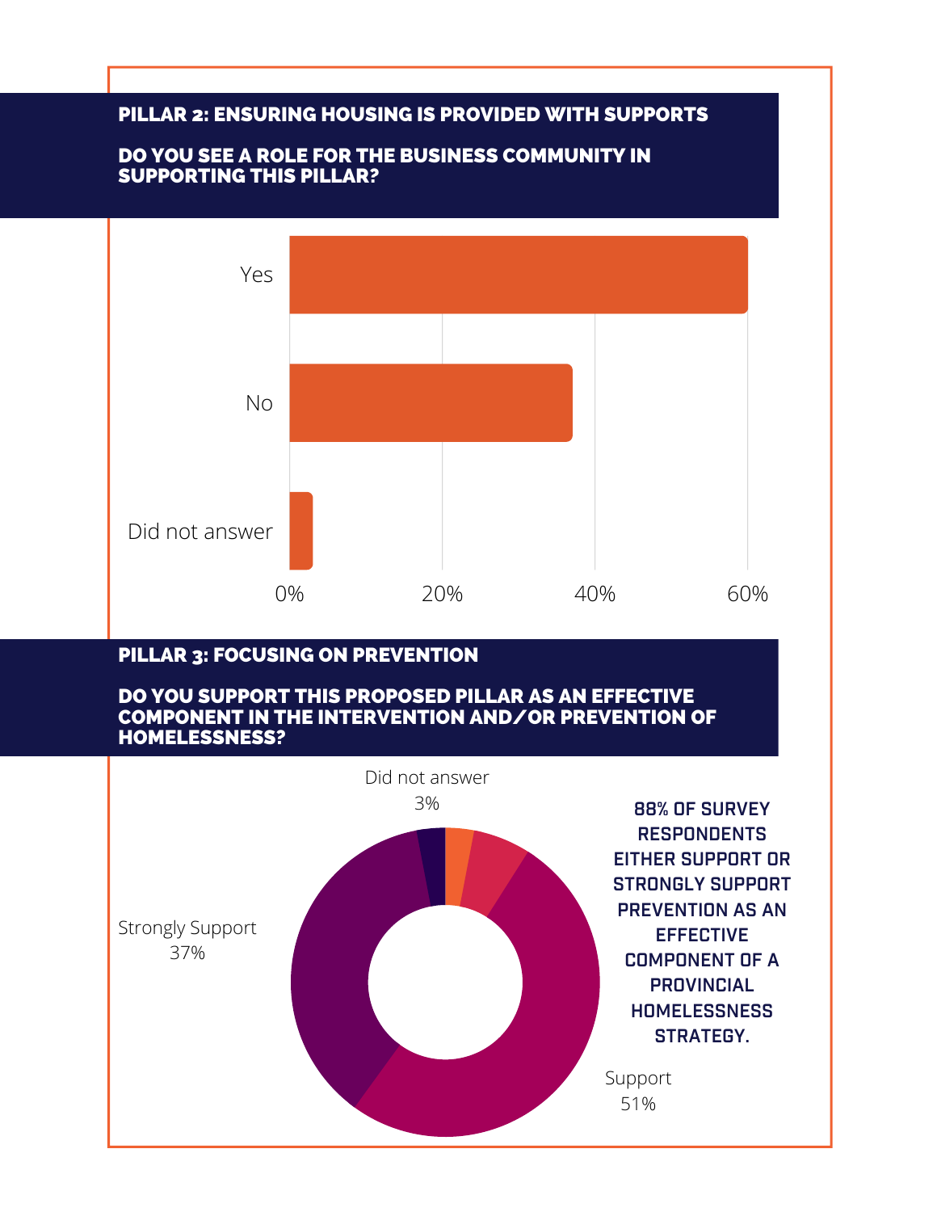## PILLAR 2: ENSURING HOUSING IS PROVIDED WITH SUPPORTS

**DO YOU SEE A ROLE FOR THE BUSINESS COMMUNITY IN SUPPORTING THIS PILLAR?**

Yes

No

Did not answer

0% 20% 40% 60%

## PILLAR 3: FOCUSING ON PREVENTION

**DO YOU SUPPORT THIS PROPOSED PILLAR AS AN EFFECTIVE COMPONENT IN THE INTERVENTION AND/OR PREVENTION OF HOMELESSNESS?**

Did not answer 3%

Strongly Support 37%

Support 51%

**88% OF SURVEY RESPONDENTS EITHER SUPPORT OR STRONGLY SUPPORT PREVENTION AS AN EFFECTIVE COMPONENT OF A PROVINCIAL HOMELESSNESS STRATEGY.**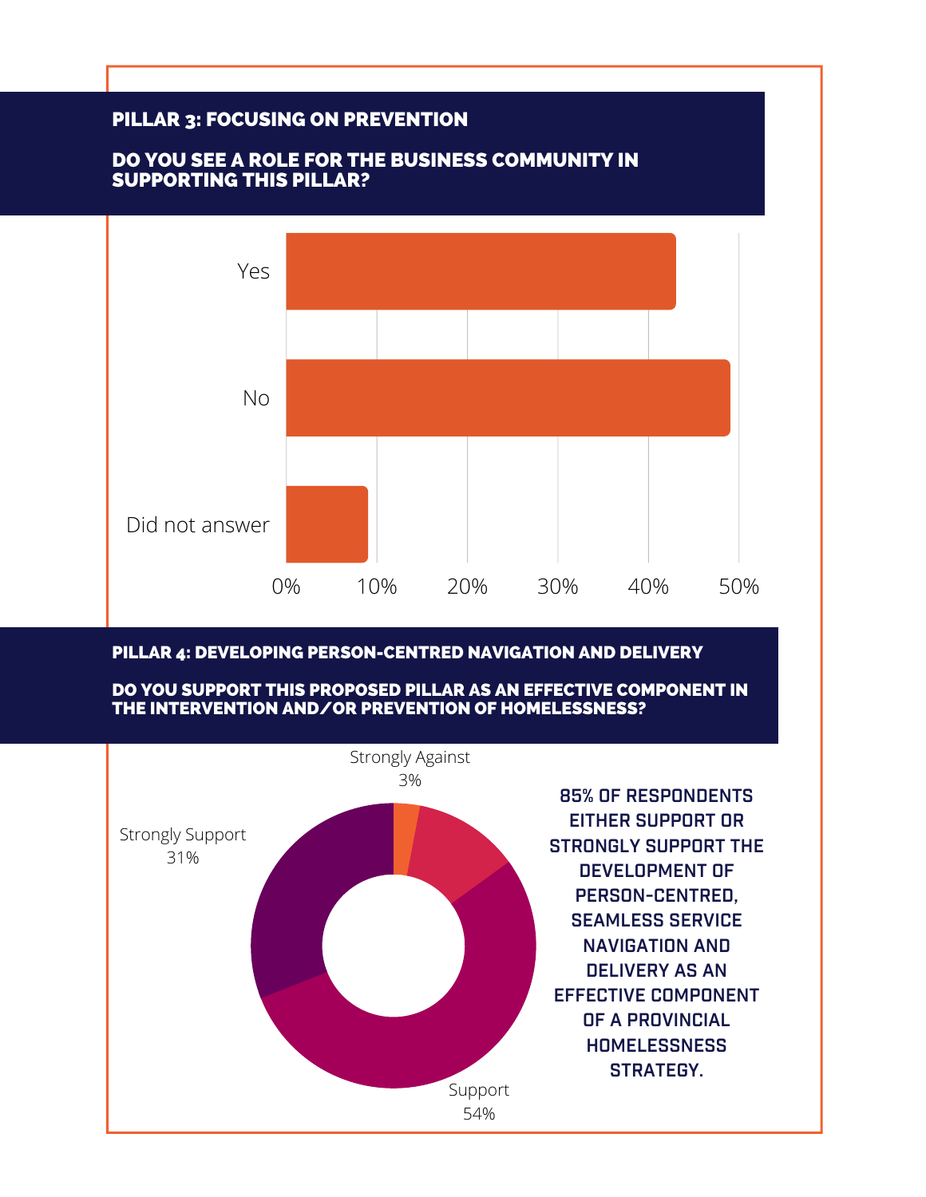## PILLAR 3: FOCUSING ON PREVENTION

### DO YOU SEE A ROLE FOR THE BUSINESS COMMUNITY IN SUPPORTING THIS PILLAR?

Yes

No

Did not answer

0% 10% 20% 30% 40% 50%

## PILLAR 4: DEVELOPING PERSON-CENTRED NAVIGATION AND DELIVERY

### DO YOU SUPPORT THIS PROPOSED PILLAR AS AN EFFECTIVE COMPONENT IN THE INTERVENTION AND/OR PREVENTION OF HOMELESSNESS?

Strongly Against 3%

Strongly Support 31%

Support 54%

**85% OF RESPONDENTS EITHER SUPPORT OR STRONGLY SUPPORT THE DEVELOPMENT OF PERSON-CENTRED, SEAMLESS SERVICE NAVIGATION AND DELIVERY AS AN EFFECTIVE COMPONENT OF A PROVINCIAL HOMELESSNESS STRATEGY.**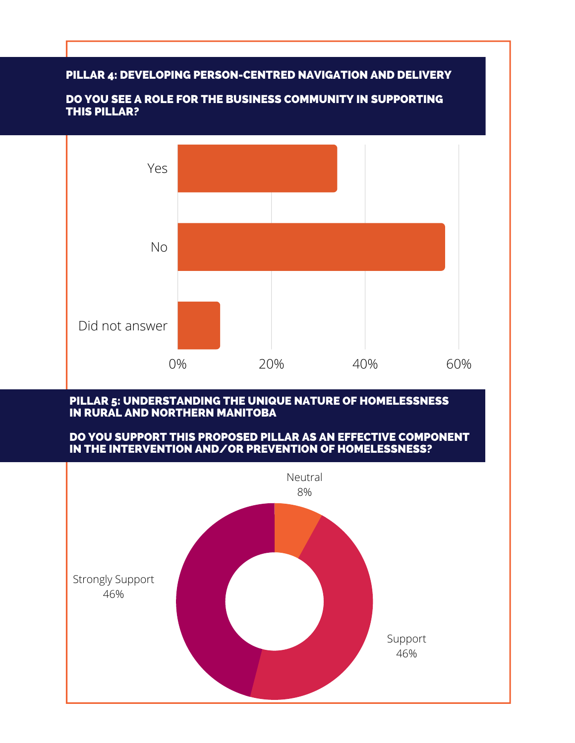## PILLAR 4: DEVELOPING PERSON-CENTRED NAVIGATION AND DELIVERY

**DO YOU SEE A ROLE FOR THE BUSINESS COMMUNITY IN SUPPORTING THIS PILLAR?**

Yes

No

Did not answer

0% 20% 40% 60%

## PILLAR 5: UNDERSTANDING THE UNIQUE NATURE OF HOMELESSNESS IN RURAL AND NORTHERN MANITOBA

**DO YOU SUPPORT THIS PROPOSED PILLAR AS AN EFFECTIVE COMPONENT IN THE INTERVENTION AND/OR PREVENTION OF HOMELESSNESS?**

Neutral 8%

Strongly Support 46%

Support 46%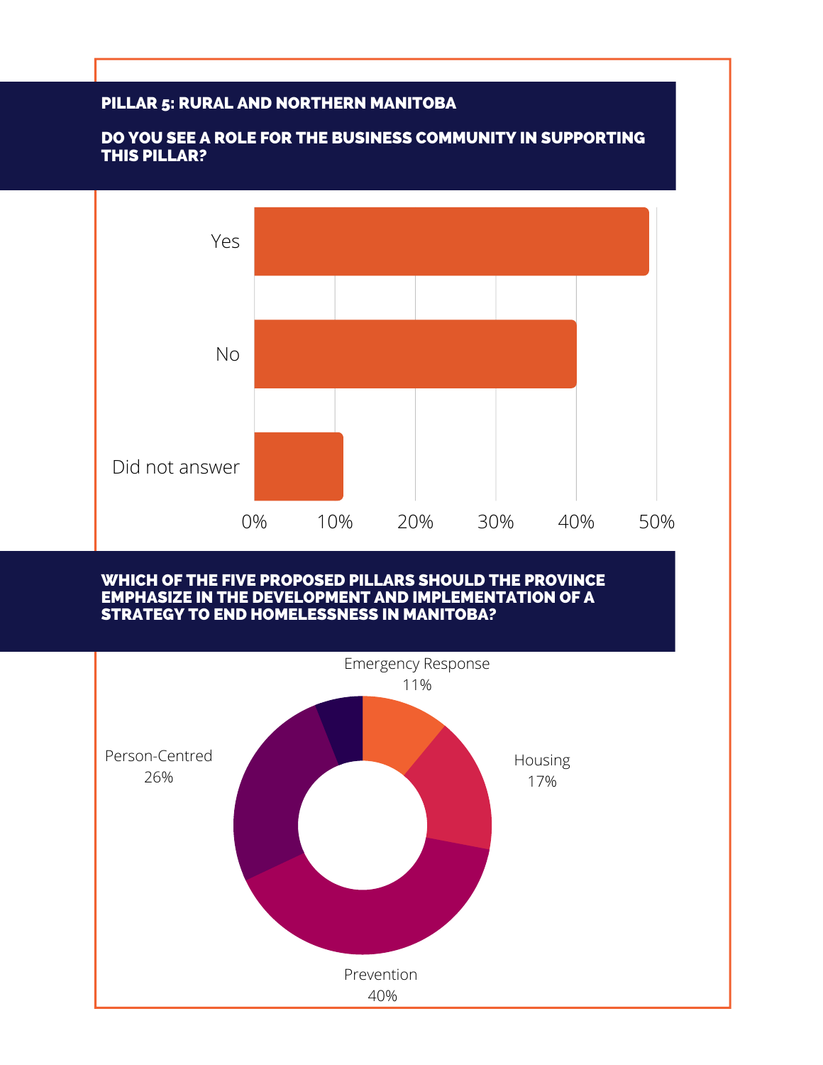## PILLAR 5: RURAL AND NORTHERN MANITOBA

### DO YOU SEE A ROLE FOR THE BUSINESS COMMUNITY IN SUPPORTING THIS PILLAR?

Yes

No

Did not answer

0%
10%
20%
30%
40%
50%

### WHICH OF THE FIVE PROPOSED PILLARS SHOULD THE PROVINCE EMPHASIZE IN THE DEVELOPMENT AND IMPLEMENTATION OF A STRATEGY TO END HOMELESSNESS IN MANITOBA?

Emergency Response
11%

Housing
17%

Prevention
40%

Person-Centred
26%